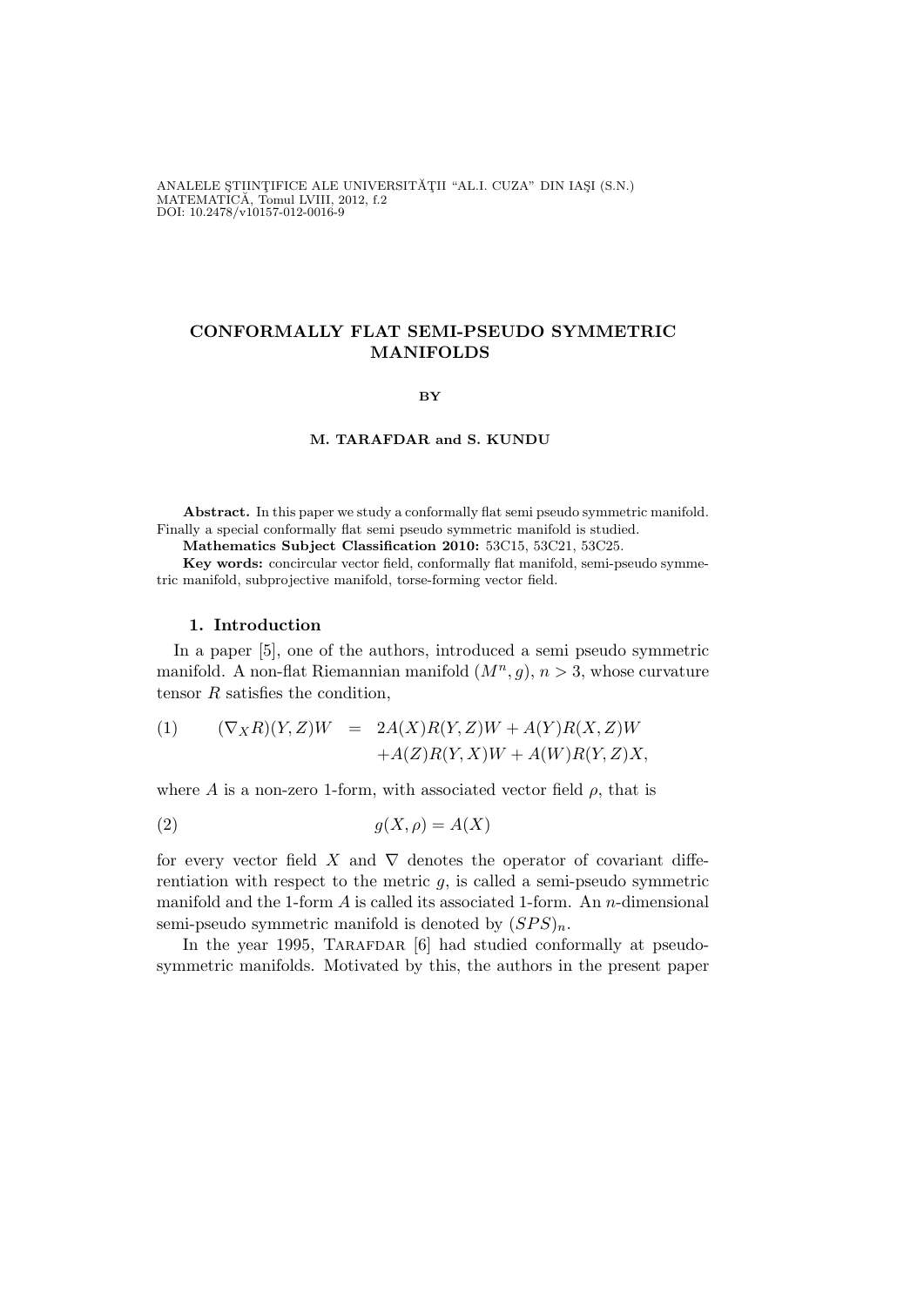ANALELE ŞTIINŢIFICE ALE UNIVERSITĂŢII "AL.I. CUZA" DIN IAŞI (S.N.)
MATEMATICĂ, Tomul LVIII, 2012, f.2
DOI: 10.2478/v10157-012-0016-9

# CONFORMALLY FLAT SEMI-PSEUDO SYMMETRIC MANIFOLDS

BY

**M. TARAFDAR and S. KUNDU**

**Abstract.** In this paper we study a conformally flat semi pseudo symmetric manifold. Finally a special conformally flat semi pseudo symmetric manifold is studied.

**Mathematics Subject Classification 2010:** 53C15, 53C21, 53C25.

**Key words:** concircular vector field, conformally flat manifold, semi-pseudo symmetric manifold, subprojective manifold, torse-forming vector field.

## 1. Introduction

In a paper [5], one of the authors, introduced a semi pseudo symmetric manifold. A non-flat Riemannian manifold $(M^n, g)$, $n > 3$, whose curvature tensor $R$ satisfies the condition,

$$
\begin{aligned}
(1) \qquad (\nabla_X R)(Y,Z)W &= 2A(X)R(Y,Z)W + A(Y)R(X,Z)W \\
&\quad + A(Z)R(Y,X)W + A(W)R(Y,Z)X,
\end{aligned}
$$

where $A$ is a non-zero 1-form, with associated vector field $\rho$, that is

$$
(2) \qquad g(X, \rho) = A(X)
$$

for every vector field $X$ and $\nabla$ denotes the operator of covariant differentiation with respect to the metric $g$, is called a semi-pseudo symmetric manifold and the 1-form $A$ is called its associated 1-form. An $n$-dimensional semi-pseudo symmetric manifold is denoted by $(SPS)_n$.

In the year 1995, Tarafdar [6] had studied conformally at pseudo-symmetric manifolds. Motivated by this, the authors in the present paper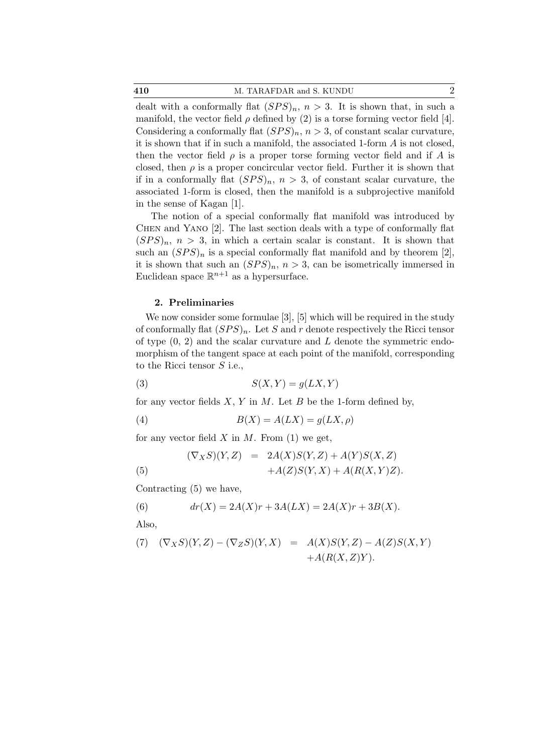dealt with a conformally flat $(SPS)_n$, $n > 3$. It is shown that, in such a manifold, the vector field $\rho$ defined by (2) is a torse forming vector field [4]. Considering a conformally flat $(SPS)_n$, $n > 3$, of constant scalar curvature, it is shown that if in such a manifold, the associated 1-form $A$ is not closed, then the vector field $\rho$ is a proper torse forming vector field and if $A$ is closed, then $\rho$ is a proper concircular vector field. Further it is shown that if in a conformally flat $(SPS)_n$, $n > 3$, of constant scalar curvature, the associated 1-form is closed, then the manifold is a subprojective manifold in the sense of Kagan [1].

The notion of a special conformally flat manifold was introduced by Chen and Yano [2]. The last section deals with a type of conformally flat $(SPS)_n$, $n > 3$, in which a certain scalar is constant. It is shown that such an $(SPS)_n$ is a special conformally flat manifold and by theorem [2], it is shown that such an $(SPS)_n$, $n > 3$, can be isometrically immersed in Euclidean space $\mathbb{R}^{n+1}$ as a hypersurface.

## 2. Preliminaries

We now consider some formulae [3], [5] which will be required in the study of conformally flat $(SPS)_n$. Let $S$ and $r$ denote respectively the Ricci tensor of type (0, 2) and the scalar curvature and $L$ denote the symmetric endomorphism of the tangent space at each point of the manifold, corresponding to the Ricci tensor $S$ i.e.,

$$S(X, Y) = g(LX, Y) \tag{3}$$

for any vector fields $X$, $Y$ in $M$. Let $B$ be the 1-form defined by,

$$B(X) = A(LX) = g(LX, \rho) \tag{4}$$

for any vector field $X$ in $M$. From (1) we get,

$$\begin{aligned}(\nabla_X S)(Y, Z) &= 2A(X)S(Y, Z) + A(Y)S(X, Z) \\ &\quad + A(Z)S(Y, X) + A(R(X, Y)Z).\end{aligned} \tag{5}$$

Contracting (5) we have,

$$dr(X) = 2A(X)r + 3A(LX) = 2A(X)r + 3B(X). \tag{6}$$

Also,

$$\begin{aligned}(\nabla_X S)(Y, Z) - (\nabla_Z S)(Y, X) &= A(X)S(Y, Z) - A(Z)S(X, Y) \\ &\quad + A(R(X, Z)Y).\end{aligned} \tag{7}$$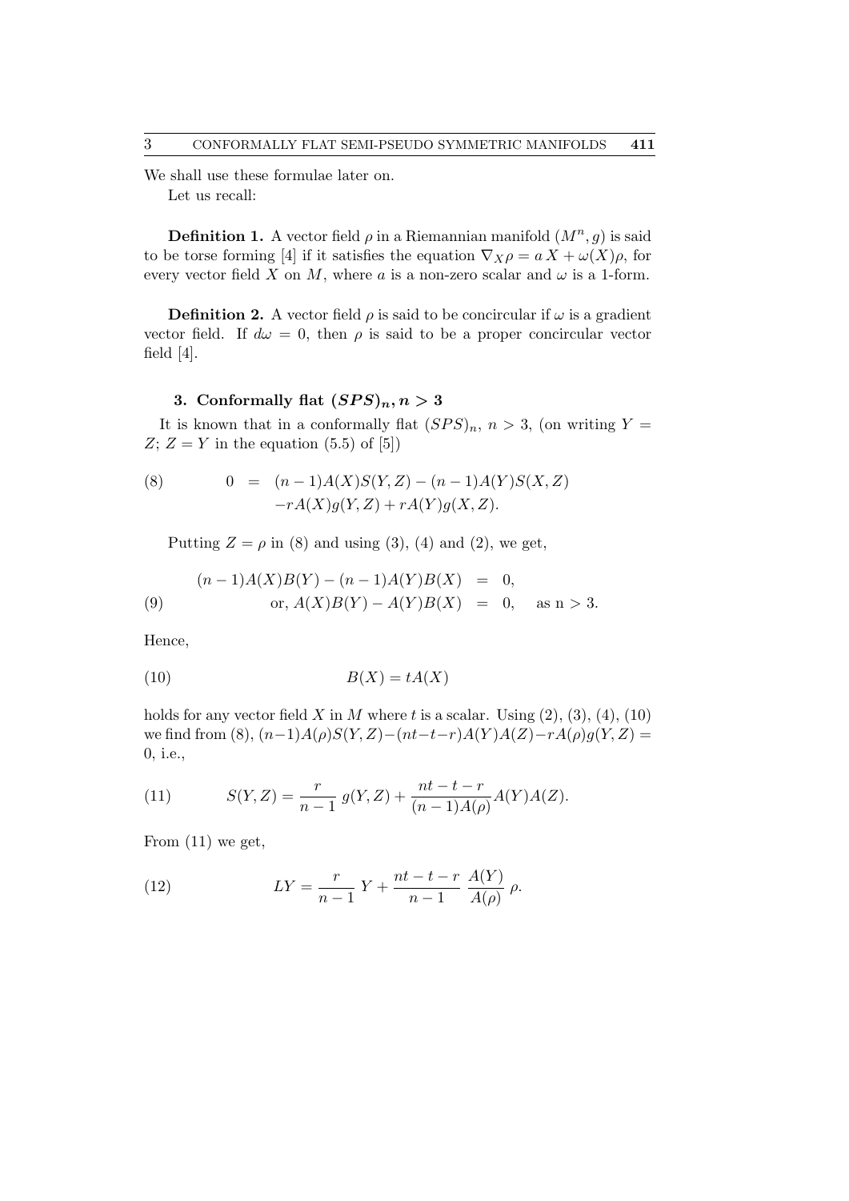We shall use these formulae later on.

Let us recall:

**Definition 1.** A vector field $\rho$ in a Riemannian manifold $(M^n, g)$ is said to be torse forming [4] if it satisfies the equation $\nabla_X \rho = a\,X + \omega(X)\rho$, for every vector field $X$ on $M$, where $a$ is a non-zero scalar and $\omega$ is a 1-form.

**Definition 2.** A vector field $\rho$ is said to be concircular if $\omega$ is a gradient vector field. If $d\omega = 0$, then $\rho$ is said to be a proper concircular vector field [4].

## 3. Conformally flat $(SPS)_n, n > 3$

It is known that in a conformally flat $(SPS)_n$, $n > 3$, (on writing $Y = Z$; $Z = Y$ in the equation (5.5) of [5])

$$
\begin{aligned}
0 &= (n-1)A(X)S(Y,Z) - (n-1)A(Y)S(X,Z) \\
&\quad -rA(X)g(Y,Z) + rA(Y)g(X,Z).
\end{aligned} \tag{8}
$$

Putting $Z = \rho$ in (8) and using (3), (4) and (2), we get,

$$
\begin{aligned}
(n-1)A(X)B(Y) - (n-1)A(Y)B(X) &= 0, \\
\text{or, } A(X)B(Y) - A(Y)B(X) &= 0, \quad \text{as n} > 3.
\end{aligned} \tag{9}
$$

Hence,

$$
B(X) = tA(X) \tag{10}
$$

holds for any vector field $X$ in $M$ where $t$ is a scalar. Using (2), (3), (4), (10) we find from (8), $(n-1)A(\rho)S(Y,Z) - (nt-t-r)A(Y)A(Z) - rA(\rho)g(Y,Z) = 0$, i.e.,

$$
S(Y,Z) = \frac{r}{n-1}\,g(Y,Z) + \frac{nt-t-r}{(n-1)A(\rho)}A(Y)A(Z). \tag{11}
$$

From (11) we get,

$$
LY = \frac{r}{n-1}\,Y + \frac{nt-t-r}{n-1}\,\frac{A(Y)}{A(\rho)}\,\rho. \tag{12}
$$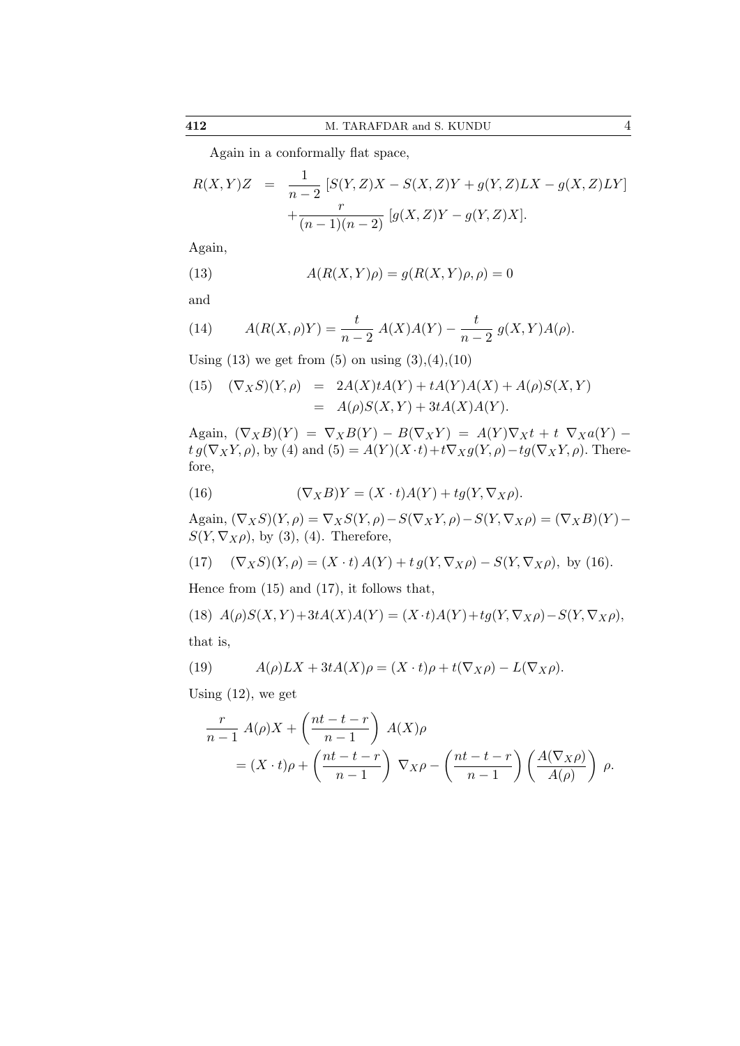Again in a conformally flat space,

$$R(X,Y)Z = \frac{1}{n-2}\,[S(Y,Z)X - S(X,Z)Y + g(Y,Z)LX - g(X,Z)LY] + \frac{r}{(n-1)(n-2)}\,[g(X,Z)Y - g(Y,Z)X].$$

Again,

$$A(R(X,Y)\rho) = g(R(X,Y)\rho,\rho) = 0 \tag{13}$$

and

$$A(R(X,\rho)Y) = \frac{t}{n-2}\,A(X)A(Y) - \frac{t}{n-2}\,g(X,Y)A(\rho). \tag{14}$$

Using (13) we get from (5) on using (3),(4),(10)

$$\begin{aligned}(\nabla_X S)(Y,\rho) &= 2A(X)tA(Y) + tA(Y)A(X) + A(\rho)S(X,Y)\\ &= A(\rho)S(X,Y) + 3tA(X)A(Y).\end{aligned} \tag{15}$$

Again, $(\nabla_X B)(Y) = \nabla_X B(Y) - B(\nabla_X Y) = A(Y)\nabla_X t + t\ \nabla_X a(Y) - t\,g(\nabla_X Y,\rho)$, by (4) and (5) $= A(Y)(X\cdot t) + t\nabla_X g(Y,\rho) - tg(\nabla_X Y,\rho)$. Therefore,

$$(\nabla_X B)Y = (X\cdot t)A(Y) + tg(Y,\nabla_X\rho). \tag{16}$$

Again, $(\nabla_X S)(Y,\rho) = \nabla_X S(Y,\rho) - S(\nabla_X Y,\rho) - S(Y,\nabla_X\rho) = (\nabla_X B)(Y) - S(Y,\nabla_X\rho)$, by (3), (4). Therefore,

$$(\nabla_X S)(Y,\rho) = (X\cdot t)\,A(Y) + t\,g(Y,\nabla_X\rho) - S(Y,\nabla_X\rho),\ \text{by (16)}. \tag{17}$$

Hence from (15) and (17), it follows that,

$$A(\rho)S(X,Y) + 3tA(X)A(Y) = (X\cdot t)A(Y) + tg(Y,\nabla_X\rho) - S(Y,\nabla_X\rho), \tag{18}$$

that is,

$$A(\rho)LX + 3tA(X)\rho = (X\cdot t)\rho + t(\nabla_X\rho) - L(\nabla_X\rho). \tag{19}$$

Using (12), we get

$$\frac{r}{n-1}\,A(\rho)X + \left(\frac{nt-t-r}{n-1}\right)\,A(X)\rho = (X\cdot t)\rho + \left(\frac{nt-t-r}{n-1}\right)\,\nabla_X\rho - \left(\frac{nt-t-r}{n-1}\right)\left(\frac{A(\nabla_X\rho)}{A(\rho)}\right)\,\rho.$$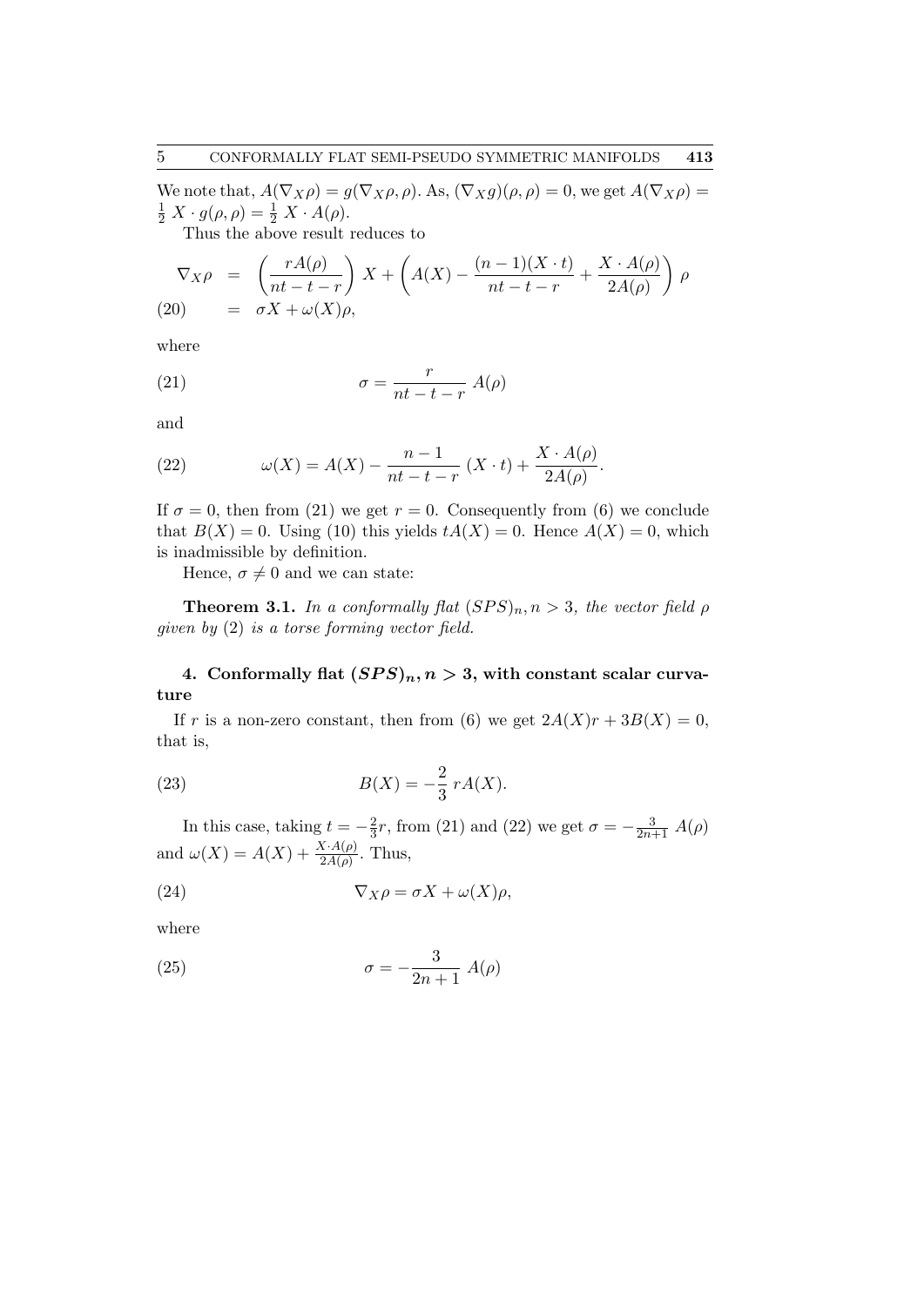We note that, $A(\nabla_X \rho) = g(\nabla_X \rho, \rho)$. As, $(\nabla_X g)(\rho, \rho) = 0$, we get $A(\nabla_X \rho) = \frac{1}{2}\ X \cdot g(\rho, \rho) = \frac{1}{2}\ X \cdot A(\rho)$.

Thus the above result reduces to

$$
\begin{aligned}
\nabla_X \rho &= \left( \frac{rA(\rho)}{nt - t - r} \right) X + \left( A(X) - \frac{(n-1)(X \cdot t)}{nt - t - r} + \frac{X \cdot A(\rho)}{2A(\rho)} \right) \rho \\
&= \sigma X + \omega(X) \rho, \qquad (20)
\end{aligned}
$$

where

$$
\sigma = \frac{r}{nt - t - r}\ A(\rho) \qquad (21)
$$

and

$$
\omega(X) = A(X) - \frac{n-1}{nt - t - r}\ (X \cdot t) + \frac{X \cdot A(\rho)}{2A(\rho)}. \qquad (22)
$$

If $\sigma = 0$, then from (21) we get $r = 0$. Consequently from (6) we conclude that $B(X) = 0$. Using (10) this yields $tA(X) = 0$. Hence $A(X) = 0$, which is inadmissible by definition.

Hence, $\sigma \neq 0$ and we can state:

**Theorem 3.1.** *In a conformally flat $(SPS)_n, n > 3$, the vector field $\rho$ given by* (2) *is a torse forming vector field.*

## 4. Conformally flat $(SPS)_n, n > 3$, with constant scalar curvature

If $r$ is a non-zero constant, then from (6) we get $2A(X)r + 3B(X) = 0$, that is,

$$
B(X) = -\frac{2}{3}\ rA(X). \qquad (23)
$$

In this case, taking $t = -\frac{2}{3}r$, from (21) and (22) we get $\sigma = -\frac{3}{2n+1}\ A(\rho)$ and $\omega(X) = A(X) + \frac{X \cdot A(\rho)}{2A(\rho)}$. Thus,

$$
\nabla_X \rho = \sigma X + \omega(X) \rho, \qquad (24)
$$

where

$$
\sigma = -\frac{3}{2n+1}\ A(\rho) \qquad (25)
$$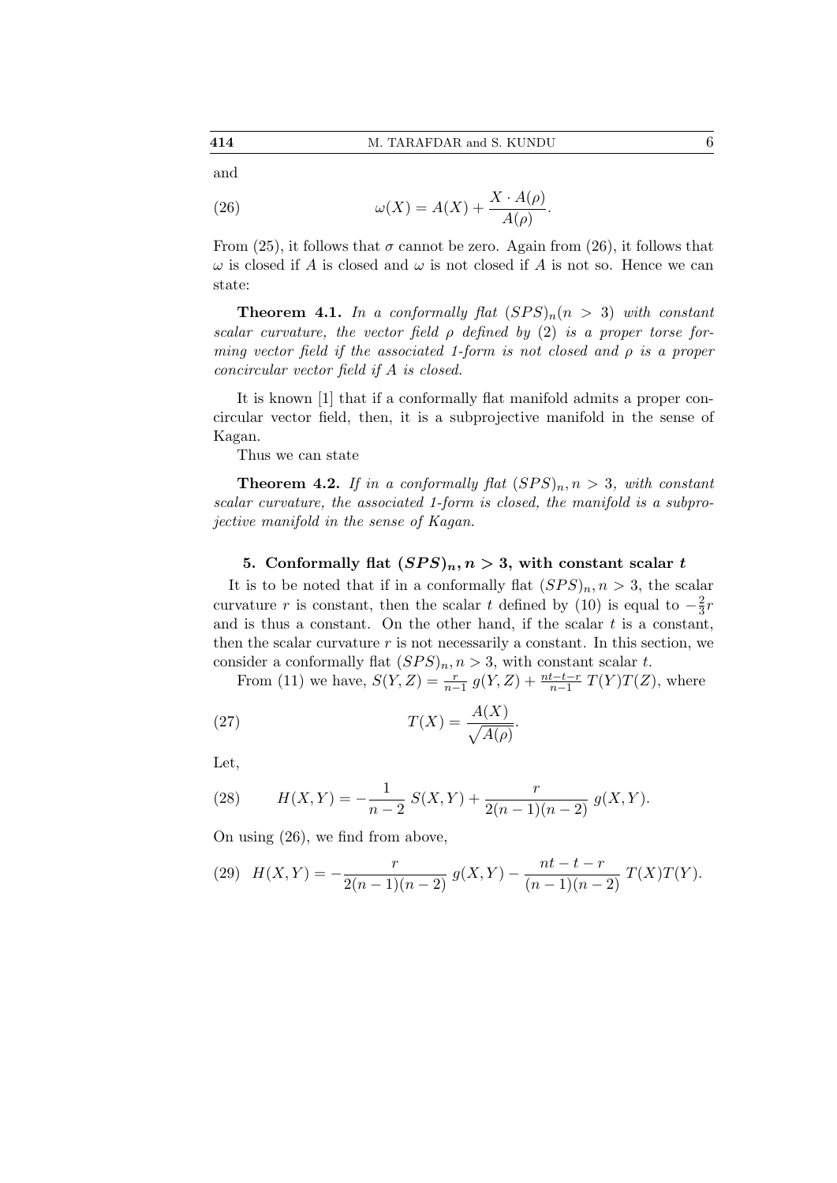and

$$\omega(X) = A(X) + \frac{X \cdot A(\rho)}{A(\rho)}. \tag{26}$$

From (25), it follows that $\sigma$ cannot be zero. Again from (26), it follows that $\omega$ is closed if $A$ is closed and $\omega$ is not closed if $A$ is not so. Hence we can state:

**Theorem 4.1.** *In a conformally flat $(SPS)_n (n > 3)$ with constant scalar curvature, the vector field $\rho$ defined by (2) is a proper torse forming vector field if the associated 1-form is not closed and $\rho$ is a proper concircular vector field if $A$ is closed.*

It is known [1] that if a conformally flat manifold admits a proper concircular vector field, then, it is a subprojective manifold in the sense of Kagan.

Thus we can state

**Theorem 4.2.** *If in a conformally flat $(SPS)_n, n > 3$, with constant scalar curvature, the associated 1-form is closed, the manifold is a subprojective manifold in the sense of Kagan.*

## 5. Conformally flat $(SPS)_n, n > 3$, with constant scalar $t$

It is to be noted that if in a conformally flat $(SPS)_n, n > 3$, the scalar curvature $r$ is constant, then the scalar $t$ defined by (10) is equal to $-\frac{2}{3}r$ and is thus a constant. On the other hand, if the scalar $t$ is a constant, then the scalar curvature $r$ is not necessarily a constant. In this section, we consider a conformally flat $(SPS)_n, n > 3$, with constant scalar $t$.

From (11) we have, $S(Y, Z) = \frac{r}{n-1}\, g(Y, Z) + \frac{nt-t-r}{n-1}\, T(Y)T(Z)$, where

$$T(X) = \frac{A(X)}{\sqrt{A(\rho)}}. \tag{27}$$

Let,

$$H(X, Y) = -\frac{1}{n-2}\, S(X, Y) + \frac{r}{2(n-1)(n-2)}\, g(X, Y). \tag{28}$$

On using (26), we find from above,

$$H(X, Y) = -\frac{r}{2(n-1)(n-2)}\, g(X, Y) - \frac{nt - t - r}{(n-1)(n-2)}\, T(X)T(Y). \tag{29}$$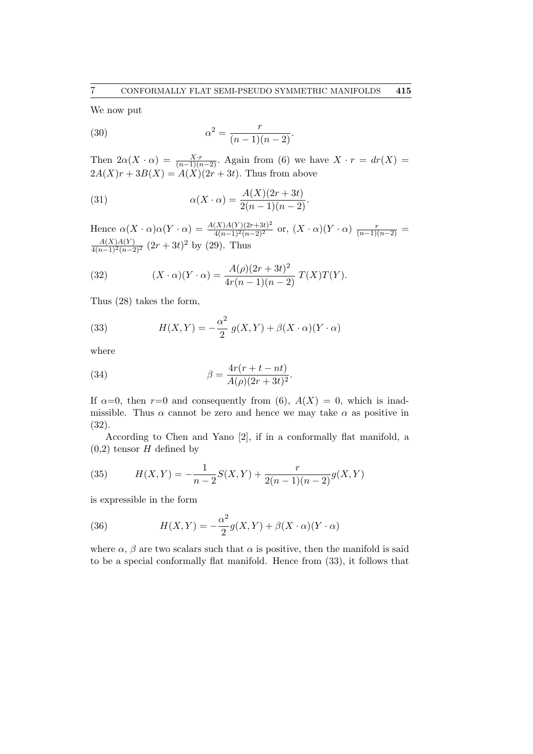We now put

$$\alpha^2 = \frac{r}{(n-1)(n-2)}. \tag{30}$$

Then $2\alpha(X \cdot \alpha) = \frac{X \cdot r}{(n-1)(n-2)}$. Again from (6) we have $X \cdot r = dr(X) = 2A(X)r + 3B(X) = A(X)(2r + 3t)$. Thus from above

$$\alpha(X \cdot \alpha) = \frac{A(X)(2r + 3t)}{2(n-1)(n-2)}. \tag{31}$$

Hence $\alpha(X \cdot \alpha)\alpha(Y \cdot \alpha) = \frac{A(X)A(Y)(2r+3t)^2}{4(n-1)^2(n-2)^2}$ or, $(X \cdot \alpha)(Y \cdot \alpha)\ \frac{r}{(n-1)(n-2)} = \frac{A(X)A(Y)}{4(n-1)^2(n-2)^2}\ (2r + 3t)^2$ by (29). Thus

$$(X \cdot \alpha)(Y \cdot \alpha) = \frac{A(\rho)(2r + 3t)^2}{4r(n-1)(n-2)}\ T(X)T(Y). \tag{32}$$

Thus (28) takes the form,

$$H(X, Y) = -\frac{\alpha^2}{2}\ g(X, Y) + \beta(X \cdot \alpha)(Y \cdot \alpha) \tag{33}$$

where

$$\beta = \frac{4r(r + t - nt)}{A(\rho)(2r + 3t)^2}. \tag{34}$$

If $\alpha$=0, then $r$=0 and consequently from (6), $A(X) = 0$, which is inadmissible. Thus $\alpha$ cannot be zero and hence we may take $\alpha$ as positive in (32).

According to Chen and Yano [2], if in a conformally flat manifold, a (0,2) tensor $H$ defined by

$$H(X, Y) = -\frac{1}{n-2}S(X, Y) + \frac{r}{2(n-1)(n-2)}g(X, Y) \tag{35}$$

is expressible in the form

$$H(X, Y) = -\frac{\alpha^2}{2}g(X, Y) + \beta(X \cdot \alpha)(Y \cdot \alpha) \tag{36}$$

where $\alpha$, $\beta$ are two scalars such that $\alpha$ is positive, then the manifold is said to be a special conformally flat manifold. Hence from (33), it follows that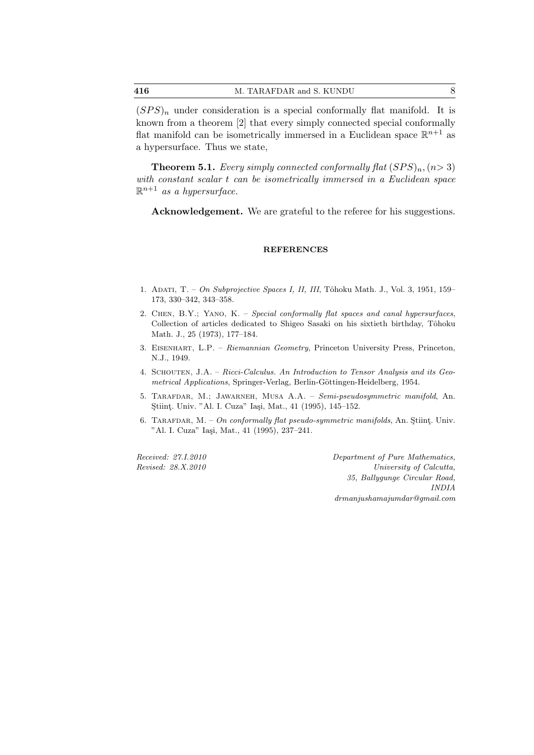$(SPS)_n$ under consideration is a special conformally flat manifold. It is known from a theorem [2] that every simply connected special conformally flat manifold can be isometrically immersed in a Euclidean space $\mathbb{R}^{n+1}$ as a hypersurface. Thus we state,

**Theorem 5.1.** *Every simply connected conformally flat* $(SPS)_n, (n > 3)$ *with constant scalar* $t$ *can be isometrically immersed in a Euclidean space* $\mathbb{R}^{n+1}$ *as a hypersurface.*

**Acknowledgement.** We are grateful to the referee for his suggestions.

## REFERENCES

1. Adati, T. – *On Subprojective Spaces I, II, III*, Tôhoku Math. J., Vol. 3, 1951, 159–173, 330–342, 343–358.
2. Chen, B.Y.; Yano, K. – *Special conformally flat spaces and canal hypersurfaces*, Collection of articles dedicated to Shigeo Sasaki on his sixtieth birthday, Tôhoku Math. J., 25 (1973), 177–184.
3. Eisenhart, L.P. – *Riemannian Geometry*, Princeton University Press, Princeton, N.J., 1949.
4. Schouten, J.A. – *Ricci-Calculus. An Introduction to Tensor Analysis and its Geometrical Applications*, Springer-Verlag, Berlin-Göttingen-Heidelberg, 1954.
5. Tarafdar, M.; Jawarneh, Musa A.A. – *Semi-pseudosymmetric manifold*, An. Ştiinţ. Univ. "Al. I. Cuza" Iaşi, Mat., 41 (1995), 145–152.
6. Tarafdar, M. – *On conformally flat pseudo-symmetric manifolds*, An. Ştiinţ. Univ. "Al. I. Cuza" Iaşi, Mat., 41 (1995), 237–241.

*Received: 27.I.2010*
*Revised: 28.X.2010*

*Department of Pure Mathematics,*
*University of Calcutta,*
*35, Ballygunge Circular Road,*
*INDIA*
*drmanjushamajumdar@gmail.com*